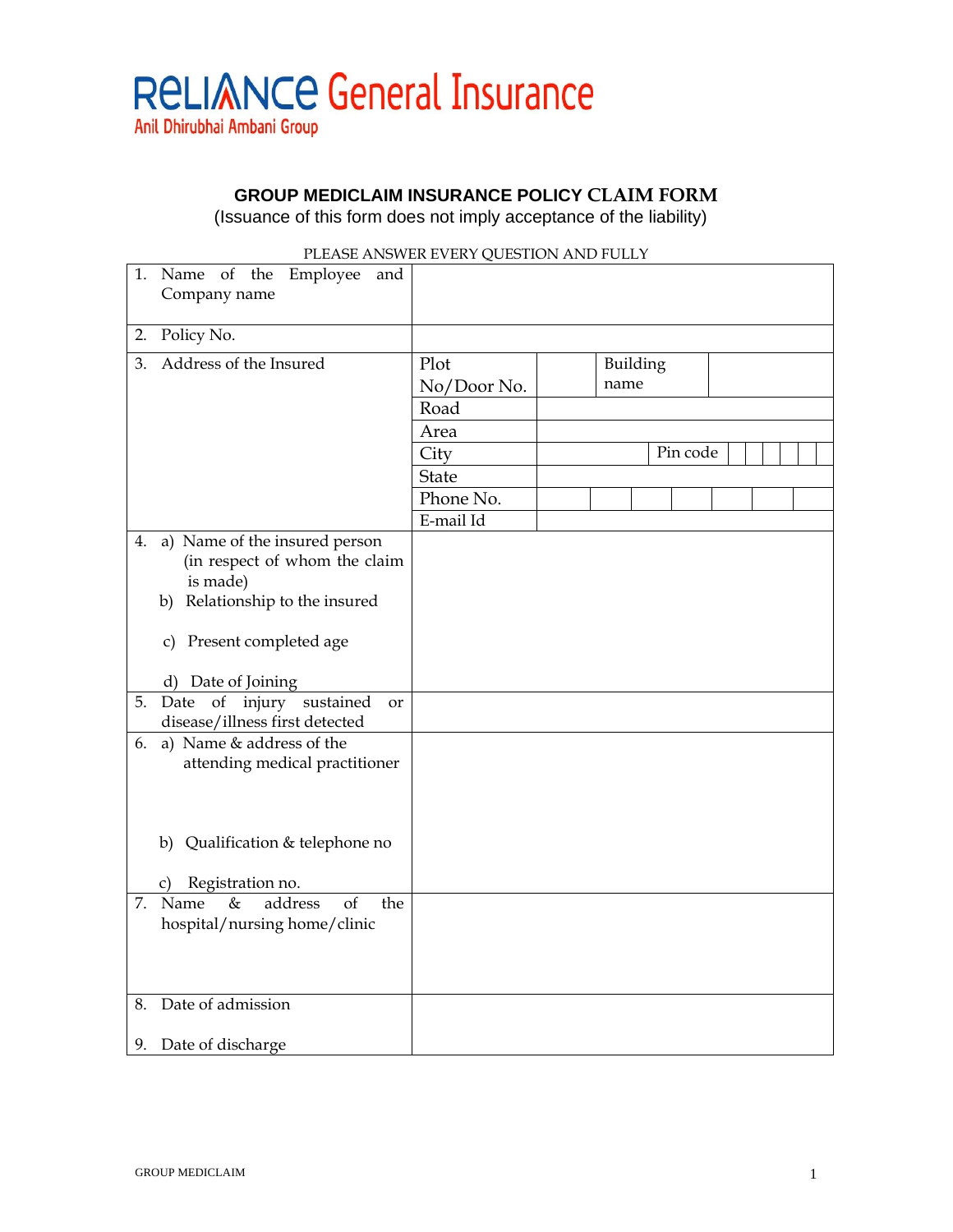RELIANCE General Insurance
Anil Dhirubhai Ambani Group

## GROUP MEDICLAIM INSURANCE POLICY CLAIM FORM

(Issuance of this form does not imply acceptance of the liability)

PLEASE ANSWER EVERY QUESTION AND FULLY

| | | | | |
|---|---|---|---|---|
| 1. Name of the Employee and Company name | | | | |
| 2. Policy No. | | | | |
| 3. Address of the Insured | Plot No/Door No. | | Building name | |
| | Road | | | |
| | Area | | | |
| | City | | Pin code | |
| | State | | | |
| | Phone No. | | | |
| | E-mail Id | | | |
| 4. a) Name of the insured person (in respect of whom the claim is made)<br>b) Relationship to the insured<br>c) Present completed age<br>d) Date of Joining | | | | |
| 5. Date of injury sustained or disease/illness first detected | | | | |
| 6. a) Name & address of the attending medical practitioner<br>b) Qualification & telephone no<br>c) Registration no. | | | | |
| 7. Name & address of the hospital/nursing home/clinic | | | | |
| 8. Date of admission<br>9. Date of discharge | | | | |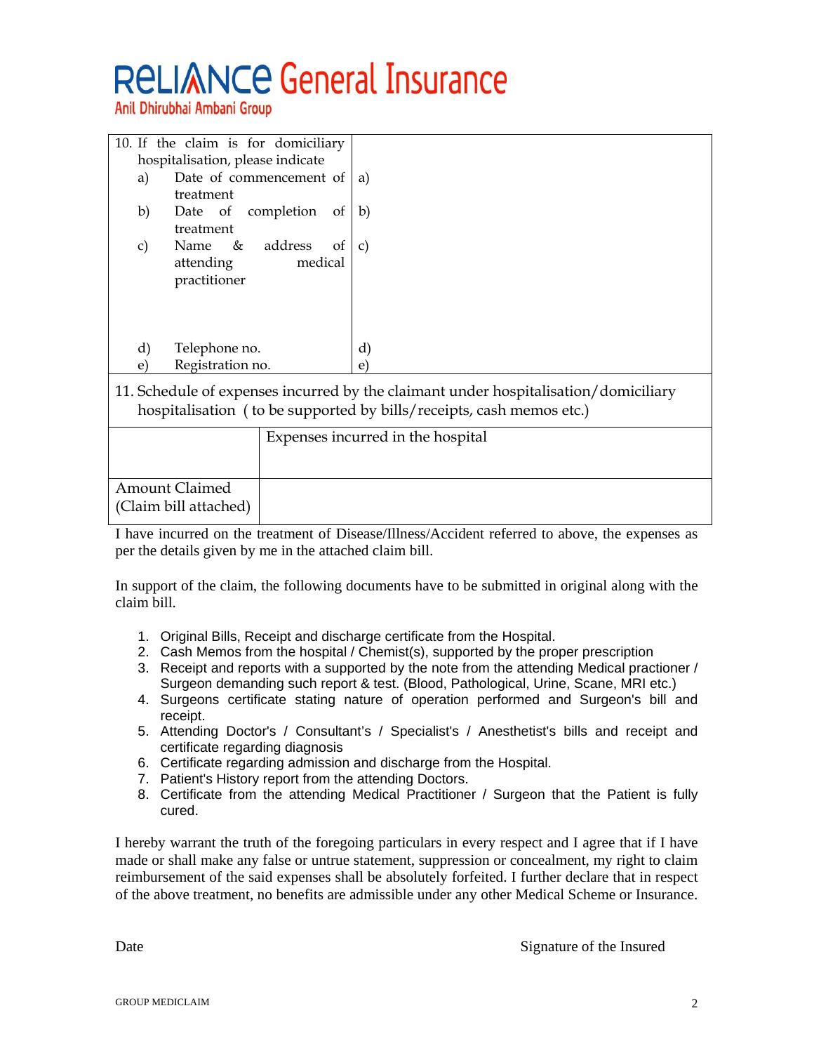# RELIANCE General Insurance

Anil Dhirubhai Ambani Group

| | |
|---|---|
| 10. If the claim is for domiciliary hospitalisation, please indicate | |
| a) Date of commencement of treatment | a) |
| b) Date of completion of treatment | b) |
| c) Name & address of attending medical practitioner | c) |
| d) Telephone no. | d) |
| e) Registration no. | e) |

11. Schedule of expenses incurred by the claimant under hospitalisation/domiciliary hospitalisation ( to be supported by bills/receipts, cash memos etc.)

| | Expenses incurred in the hospital |
|---|---|
| Amount Claimed (Claim bill attached) | |

I have incurred on the treatment of Disease/Illness/Accident referred to above, the expenses as per the details given by me in the attached claim bill.

In support of the claim, the following documents have to be submitted in original along with the claim bill.

1. Original Bills, Receipt and discharge certificate from the Hospital.
2. Cash Memos from the hospital / Chemist(s), supported by the proper prescription
3. Receipt and reports with a supported by the note from the attending Medical practioner / Surgeon demanding such report & test. (Blood, Pathological, Urine, Scane, MRI etc.)
4. Surgeons certificate stating nature of operation performed and Surgeon's bill and receipt.
5. Attending Doctor's / Consultant's / Specialist's / Anesthetist's bills and receipt and certificate regarding diagnosis
6. Certificate regarding admission and discharge from the Hospital.
7. Patient's History report from the attending Doctors.
8. Certificate from the attending Medical Practitioner / Surgeon that the Patient is fully cured.

I hereby warrant the truth of the foregoing particulars in every respect and I agree that if I have made or shall make any false or untrue statement, suppression or concealment, my right to claim reimbursement of the said expenses shall be absolutely forfeited. I further declare that in respect of the above treatment, no benefits are admissible under any other Medical Scheme or Insurance.

Date

Signature of the Insured